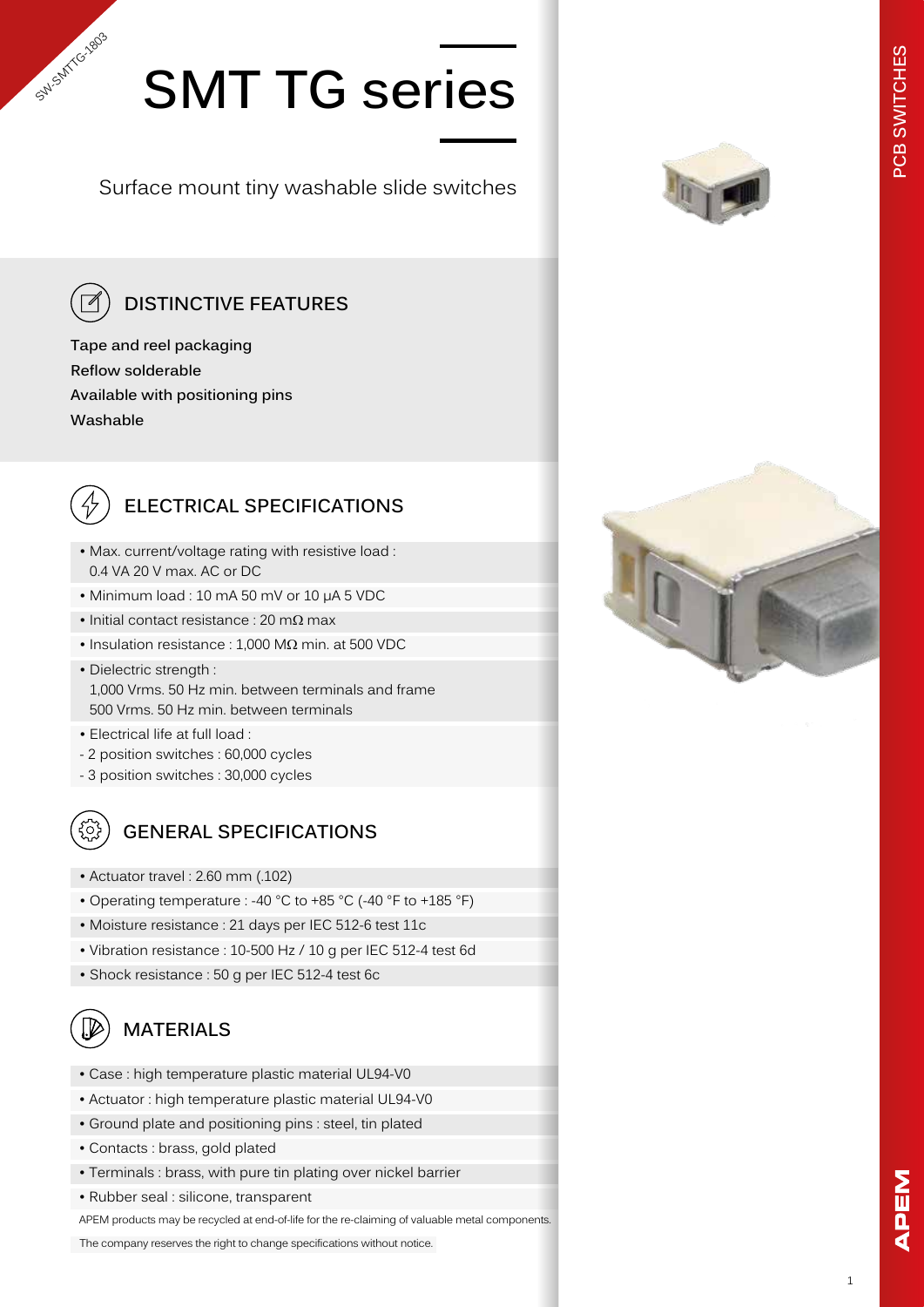# SMT TG series

Surface mount tiny washable slide switches

## DISTINCTIVE FEATURES

**Tape and reel packaging**
**Reflow solderable**
**Available with positioning pins**
**Washable**

## ELECTRICAL SPECIFICATIONS

- Max. current/voltage rating with resistive load : 0.4 VA 20 V max. AC or DC
- Minimum load : 10 mA 50 mV or 10 µA 5 VDC
- Initial contact resistance : 20 mΩ max
- Insulation resistance : 1,000 MΩ min. at 500 VDC
- Dielectric strength :
  1,000 Vrms. 50 Hz min. between terminals and frame
  500 Vrms. 50 Hz min. between terminals
- Electrical life at full load :
  - 2 position switches : 60,000 cycles
  - 3 position switches : 30,000 cycles

## GENERAL SPECIFICATIONS

- Actuator travel : 2.60 mm (.102)
- Operating temperature : -40 °C to +85 °C (-40 °F to +185 °F)
- Moisture resistance : 21 days per IEC 512-6 test 11c
- Vibration resistance : 10-500 Hz / 10 g per IEC 512-4 test 6d
- Shock resistance : 50 g per IEC 512-4 test 6c

## MATERIALS

- Case : high temperature plastic material UL94-V0
- Actuator : high temperature plastic material UL94-V0
- Ground plate and positioning pins : steel, tin plated
- Contacts : brass, gold plated
- Terminals : brass, with pure tin plating over nickel barrier
- Rubber seal : silicone, transparent

APEM products may be recycled at end-of-life for the re-claiming of valuable metal components.

The company reserves the right to change specifications without notice.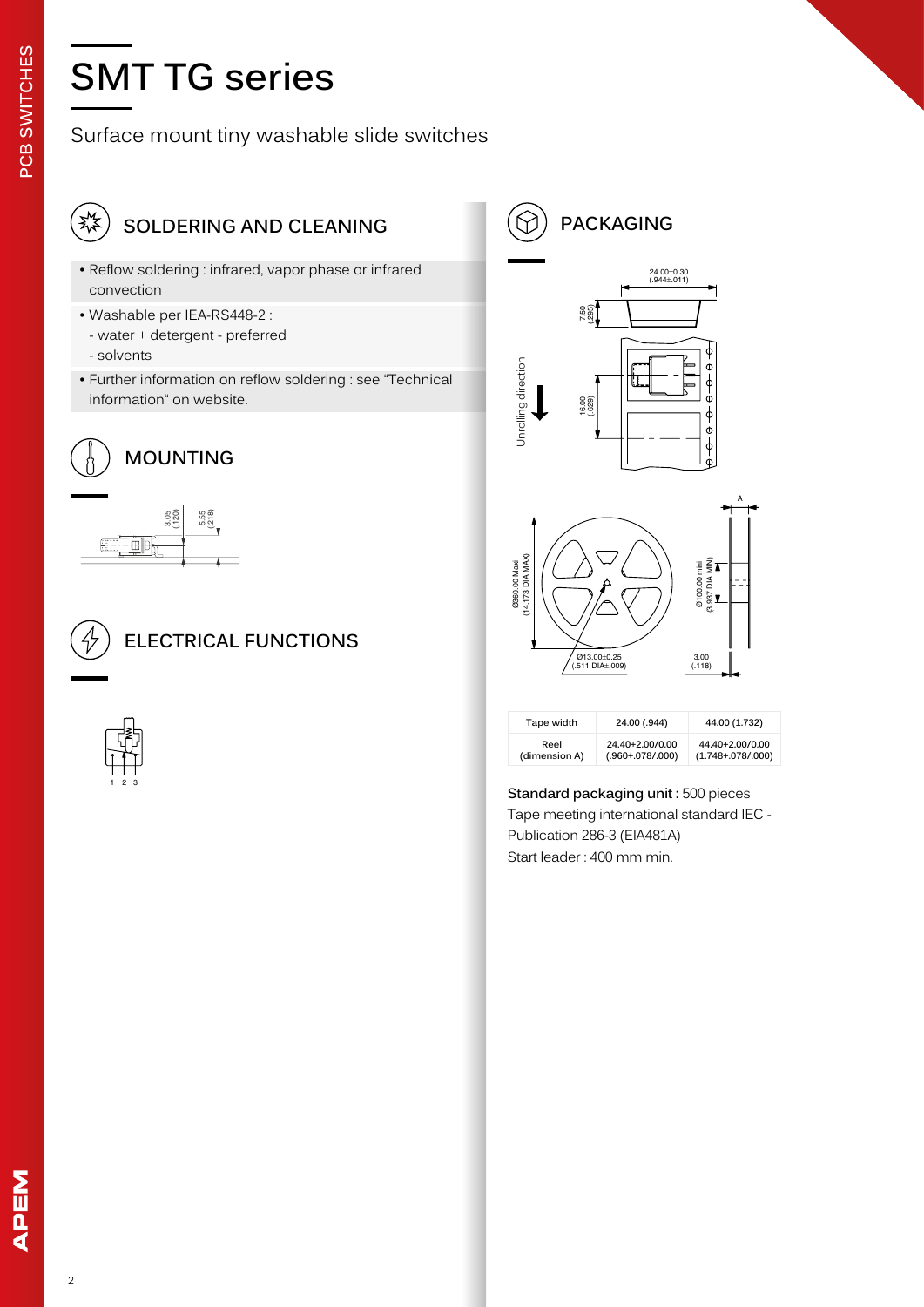# SMT TG series

Surface mount tiny washable slide switches

## SOLDERING AND CLEANING

- Reflow soldering : infrared, vapor phase or infrared convection
- Washable per IEA-RS448-2 :
  - water + detergent - preferred
  - solvents
- Further information on reflow soldering : see "Technical information" on website.

## MOUNTING

## ELECTRICAL FUNCTIONS

## PACKAGING

| Tape width | 24.00 (.944) | 44.00 (1.732) |
|---|---|---|
| Reel (dimension A) | 24.40+2.00/0.00 (.960+.078/.000) | 44.40+2.00/0.00 (1.748+.078/.000) |

**Standard packaging unit :** 500 pieces
Tape meeting international standard IEC - Publication 286-3 (EIA481A)
Start leader : 400 mm min.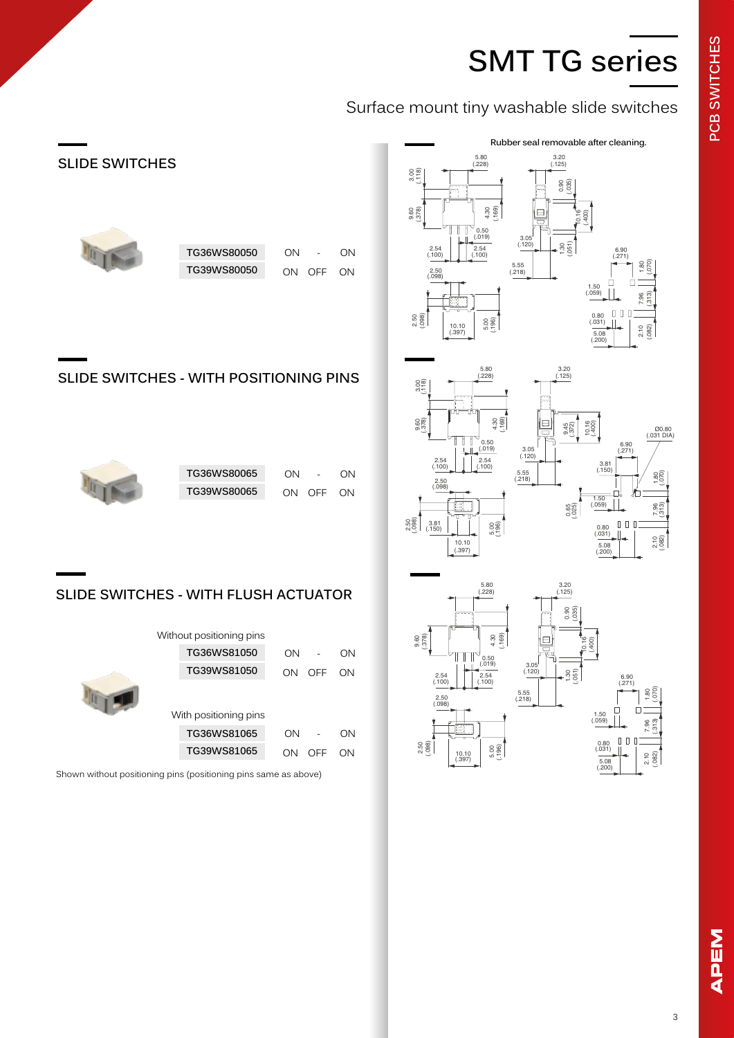# SMT TG series

Surface mount tiny washable slide switches

## SLIDE SWITCHES

| | | | |
|---|---|---|---|
| TG36WS80050 | ON | - | ON |
| TG39WS80050 | ON | OFF | ON |

Rubber seal removable after cleaning.

5.80 (.228)
3.20 (.125)
3.00 (.118)
9.60 (.378)
4.30 (.169)
0.90 (.035)
10.16 (.400)
0.50 (.019)
2.54 (.100)
2.54 (.100)
3.05 (.120)
1.30 (.051)
6.90 (.271)
5.55 (.218)
1.80 (.070)
2.50 (.098)
1.50 (.059)
7.96 (.313)
0.80 (.031)
2.50 (.098)
10.10 (.397)
5.00 (.196)
5.08 (.200)
2.10 (.082)

## SLIDE SWITCHES - WITH POSITIONING PINS

| | | | |
|---|---|---|---|
| TG36WS80065 | ON | - | ON |
| TG39WS80065 | ON | OFF | ON |

5.80 (.228)
3.20 (.125)
3.00 (.118)
9.60 (.378)
4.30 (.169)
9.45 (.372)
10.16 (.400)
Ø0.80 (.031 DIA)
0.50 (.019)
6.90 (.271)
2.54 (.100)
2.54 (.100)
3.05 (.120)
3.81 (.150)
5.55 (.218)
1.80 (.070)
2.50 (.098)
1.50 (.059)
0.65 (.025)
7.96 (.313)
2.50 (.098)
3.81 (.150)
5.00 (.196)
0.80 (.031)
10.10 (.397)
5.08 (.200)
2.10 (.082)

## SLIDE SWITCHES - WITH FLUSH ACTUATOR

Without positioning pins

| | | | |
|---|---|---|---|
| TG36WS81050 | ON | - | ON |
| TG39WS81050 | ON | OFF | ON |

With positioning pins

| | | | |
|---|---|---|---|
| TG36WS81065 | ON | - | ON |
| TG39WS81065 | ON | OFF | ON |

Shown without positioning pins (positioning pins same as above)

5.80 (.228)
3.20 (.125)
0.90 (.035)
9.60 (.378)
4.30 (.169)
10.16 (.400)
0.50 (.019)
3.05 (.120)
2.54 (.100)
2.54 (.100)
1.30 (.051)
6.90 (.271)
5.55 (.218)
1.80 (.070)
2.50 (.098)
1.50 (.059)
7.96 (.313)
2.50 (.098)
10.10 (.397)
5.00 (.196)
0.80 (.031)
5.08 (.200)
2.10 (.082)